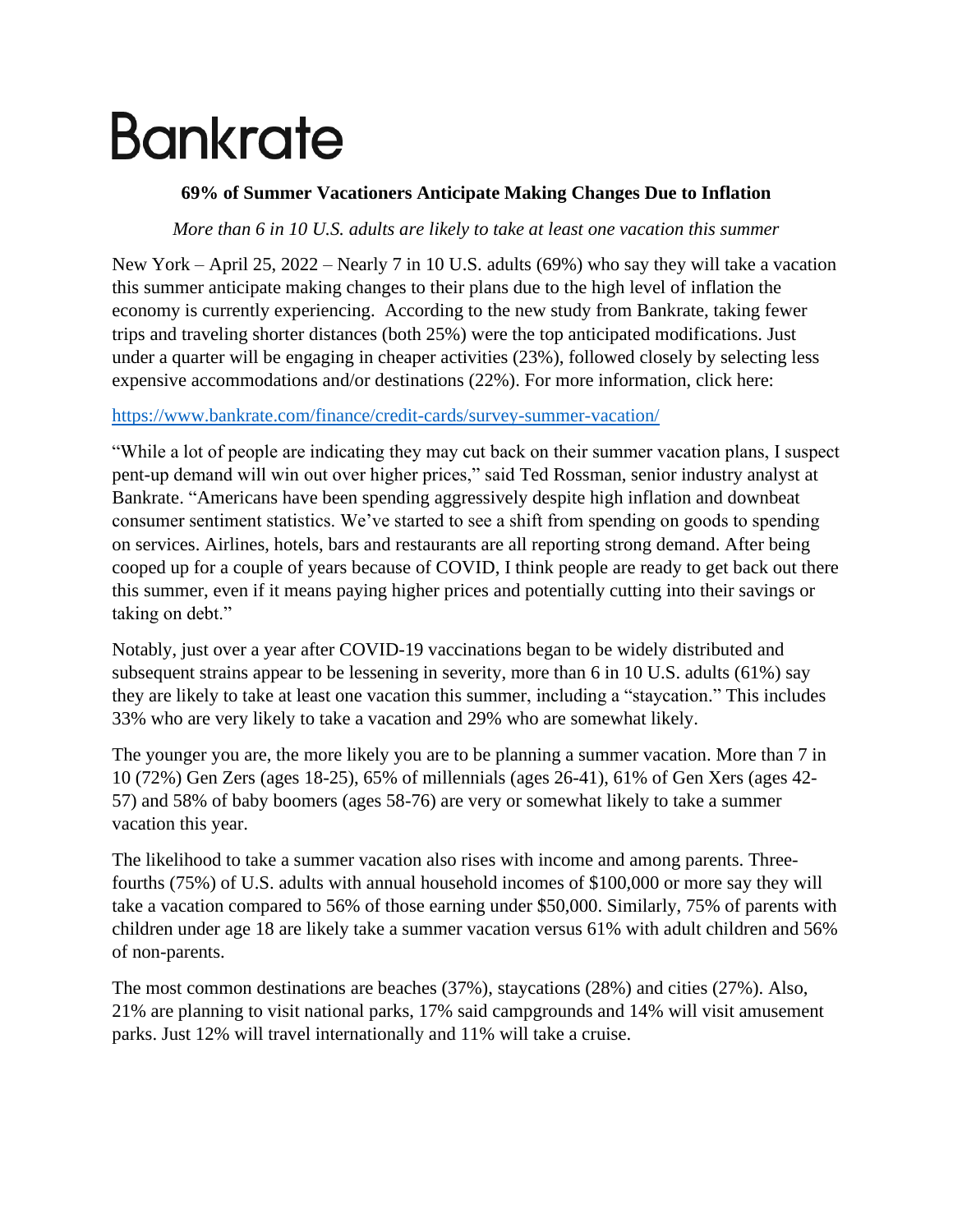# Bankrate

## 69% of Summer Vacationers Anticipate Making Changes Due to Inflation

*More than 6 in 10 U.S. adults are likely to take at least one vacation this summer*

New York – April 25, 2022 – Nearly 7 in 10 U.S. adults (69%) who say they will take a vacation this summer anticipate making changes to their plans due to the high level of inflation the economy is currently experiencing. According to the new study from Bankrate, taking fewer trips and traveling shorter distances (both 25%) were the top anticipated modifications. Just under a quarter will be engaging in cheaper activities (23%), followed closely by selecting less expensive accommodations and/or destinations (22%). For more information, click here:

https://www.bankrate.com/finance/credit-cards/survey-summer-vacation/

"While a lot of people are indicating they may cut back on their summer vacation plans, I suspect pent-up demand will win out over higher prices," said Ted Rossman, senior industry analyst at Bankrate. "Americans have been spending aggressively despite high inflation and downbeat consumer sentiment statistics. We've started to see a shift from spending on goods to spending on services. Airlines, hotels, bars and restaurants are all reporting strong demand. After being cooped up for a couple of years because of COVID, I think people are ready to get back out there this summer, even if it means paying higher prices and potentially cutting into their savings or taking on debt."

Notably, just over a year after COVID-19 vaccinations began to be widely distributed and subsequent strains appear to be lessening in severity, more than 6 in 10 U.S. adults (61%) say they are likely to take at least one vacation this summer, including a "staycation." This includes 33% who are very likely to take a vacation and 29% who are somewhat likely.

The younger you are, the more likely you are to be planning a summer vacation. More than 7 in 10 (72%) Gen Zers (ages 18-25), 65% of millennials (ages 26-41), 61% of Gen Xers (ages 42-57) and 58% of baby boomers (ages 58-76) are very or somewhat likely to take a summer vacation this year.

The likelihood to take a summer vacation also rises with income and among parents. Three-fourths (75%) of U.S. adults with annual household incomes of $100,000 or more say they will take a vacation compared to 56% of those earning under $50,000. Similarly, 75% of parents with children under age 18 are likely take a summer vacation versus 61% with adult children and 56% of non-parents.

The most common destinations are beaches (37%), staycations (28%) and cities (27%). Also, 21% are planning to visit national parks, 17% said campgrounds and 14% will visit amusement parks. Just 12% will travel internationally and 11% will take a cruise.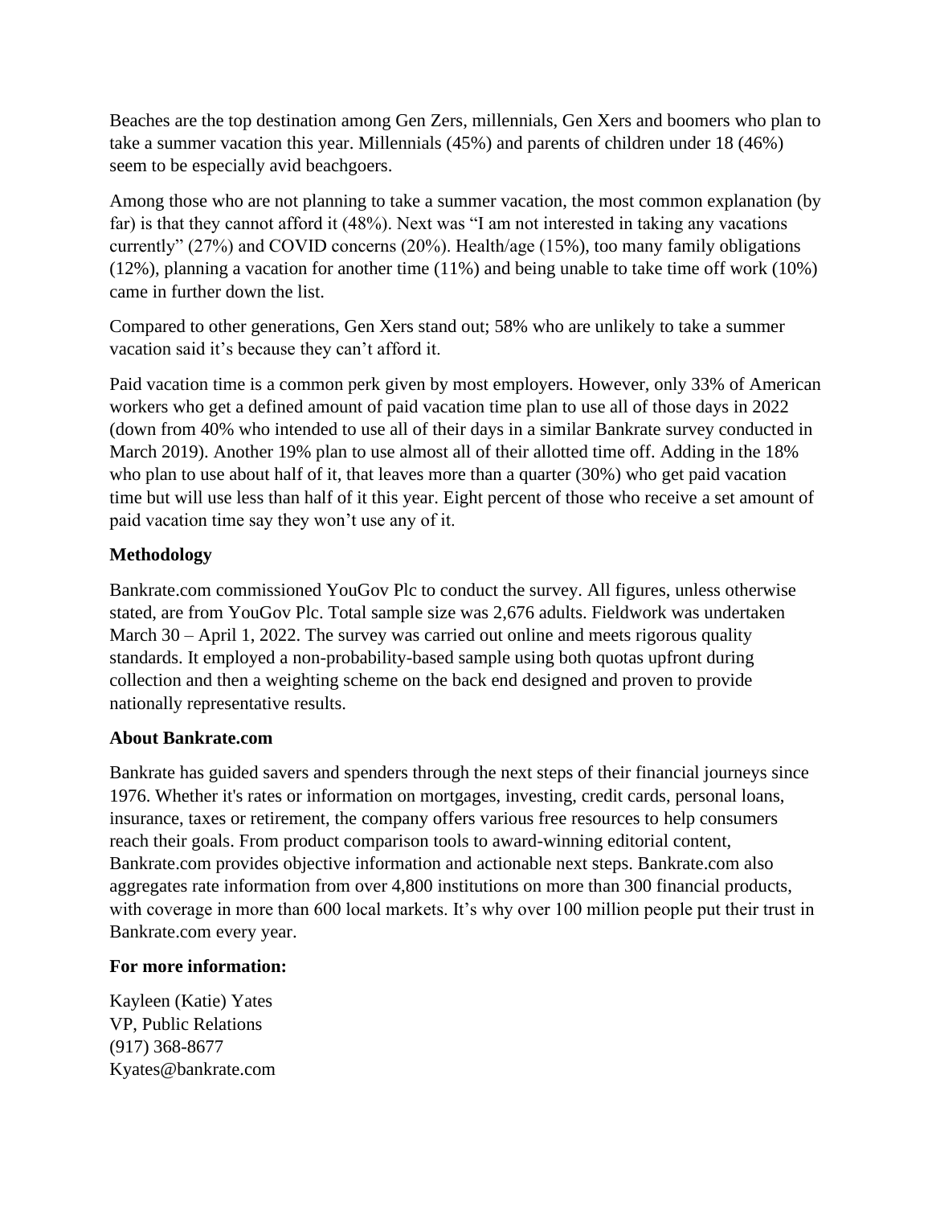Beaches are the top destination among Gen Zers, millennials, Gen Xers and boomers who plan to take a summer vacation this year. Millennials (45%) and parents of children under 18 (46%) seem to be especially avid beachgoers.

Among those who are not planning to take a summer vacation, the most common explanation (by far) is that they cannot afford it (48%). Next was "I am not interested in taking any vacations currently" (27%) and COVID concerns (20%). Health/age (15%), too many family obligations (12%), planning a vacation for another time (11%) and being unable to take time off work (10%) came in further down the list.

Compared to other generations, Gen Xers stand out; 58% who are unlikely to take a summer vacation said it's because they can't afford it.

Paid vacation time is a common perk given by most employers. However, only 33% of American workers who get a defined amount of paid vacation time plan to use all of those days in 2022 (down from 40% who intended to use all of their days in a similar Bankrate survey conducted in March 2019). Another 19% plan to use almost all of their allotted time off. Adding in the 18% who plan to use about half of it, that leaves more than a quarter (30%) who get paid vacation time but will use less than half of it this year. Eight percent of those who receive a set amount of paid vacation time say they won't use any of it.

**Methodology**

Bankrate.com commissioned YouGov Plc to conduct the survey. All figures, unless otherwise stated, are from YouGov Plc. Total sample size was 2,676 adults. Fieldwork was undertaken March 30 – April 1, 2022. The survey was carried out online and meets rigorous quality standards. It employed a non-probability-based sample using both quotas upfront during collection and then a weighting scheme on the back end designed and proven to provide nationally representative results.

**About Bankrate.com**

Bankrate has guided savers and spenders through the next steps of their financial journeys since 1976. Whether it's rates or information on mortgages, investing, credit cards, personal loans, insurance, taxes or retirement, the company offers various free resources to help consumers reach their goals. From product comparison tools to award-winning editorial content, Bankrate.com provides objective information and actionable next steps. Bankrate.com also aggregates rate information from over 4,800 institutions on more than 300 financial products, with coverage in more than 600 local markets. It's why over 100 million people put their trust in Bankrate.com every year.

**For more information:**

Kayleen (Katie) Yates
VP, Public Relations
(917) 368-8677
Kyates@bankrate.com